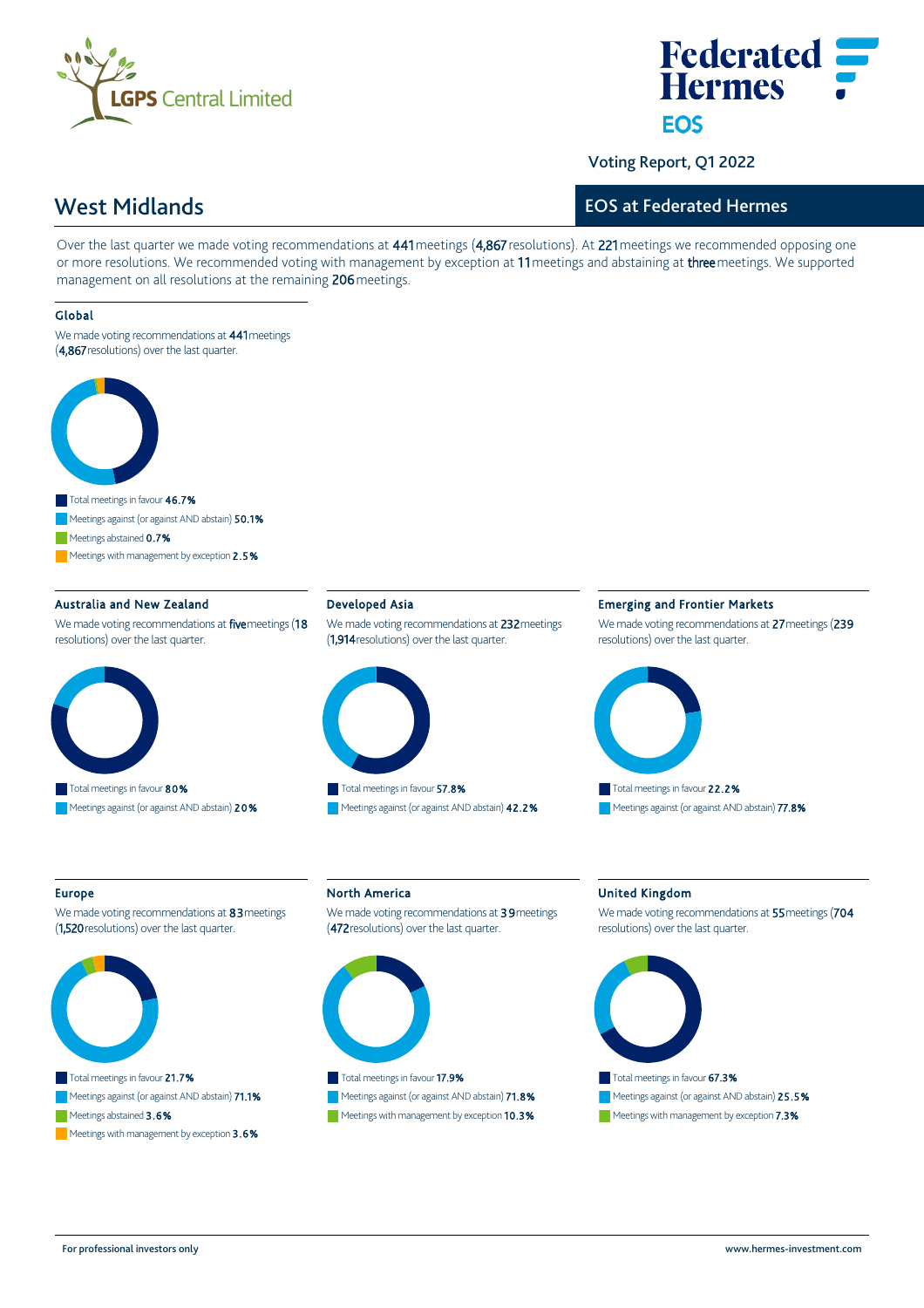Voting Report, Q1 2022

# West Midlands

## EOS at Federated Hermes

Over the last quarter we made voting recommendations at **441** meetings (**4,867** resolutions). At **221** meetings we recommended opposing one or more resolutions. We recommended voting with management by exception at **11** meetings and abstaining at **three** meetings. We supported management on all resolutions at the remaining **206** meetings.

### Global

We made voting recommendations at **441** meetings (**4,867** resolutions) over the last quarter.

- Total meetings in favour **46.7%**
- Meetings against (or against AND abstain) **50.1%**
- Meetings abstained **0.7%**
- Meetings with management by exception **2.5%**

### Australia and New Zealand

We made voting recommendations at **five** meetings (**18** resolutions) over the last quarter.

- Total meetings in favour **80%**
- Meetings against (or against AND abstain) **20%**

### Developed Asia

We made voting recommendations at **232** meetings (**1,914** resolutions) over the last quarter.

- Total meetings in favour **57.8%**
- Meetings against (or against AND abstain) **42.2%**

### Emerging and Frontier Markets

We made voting recommendations at **27** meetings (**239** resolutions) over the last quarter.

- Total meetings in favour **22.2%**
- Meetings against (or against AND abstain) **77.8%**

### Europe

We made voting recommendations at **83** meetings (**1,520** resolutions) over the last quarter.

- Total meetings in favour **21.7%**
- Meetings against (or against AND abstain) **71.1%**
- Meetings abstained **3.6%**
- Meetings with management by exception **3.6%**

### North America

We made voting recommendations at **39** meetings (**472** resolutions) over the last quarter.

- Total meetings in favour **17.9%**
- Meetings against (or against AND abstain) **71.8%**
- Meetings with management by exception **10.3%**

### United Kingdom

We made voting recommendations at **55** meetings (**704** resolutions) over the last quarter.

- Total meetings in favour **67.3%**
- Meetings against (or against AND abstain) **25.5%**
- Meetings with management by exception **7.3%**

For professional investors only

www.hermes-investment.com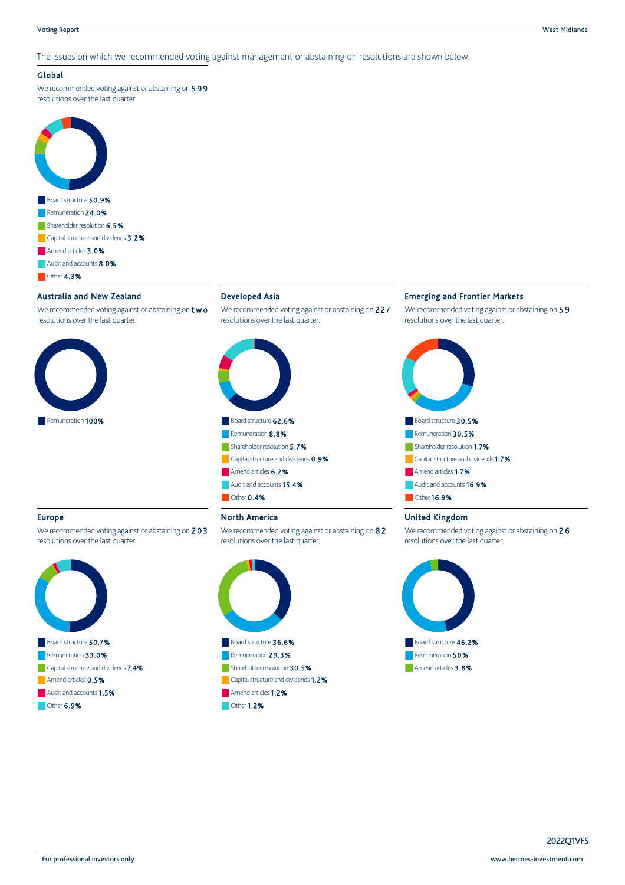The issues on which we recommended voting against management or abstaining on resolutions are shown below.

## Global

We recommended voting against or abstaining on **599** resolutions over the last quarter.

Board structure **50.9%**
Remuneration **24.0%**
Shareholder resolution **6.5%**
Capital structure and dividends **3.2%**
Amend articles **3.0%**
Audit and accounts **8.0%**
Other **4.3%**

## Australia and New Zealand

We recommended voting against or abstaining on **two** resolutions over the last quarter.

Remuneration **100%**

## Developed Asia

We recommended voting against or abstaining on **227** resolutions over the last quarter.

Board structure **62.6%**
Remuneration **8.8%**
Shareholder resolution **5.7%**
Capital structure and dividends **0.9%**
Amend articles **6.2%**
Audit and accounts **15.4%**
Other **0.4%**

## Emerging and Frontier Markets

We recommended voting against or abstaining on **59** resolutions over the last quarter.

Board structure **30.5%**
Remuneration **30.5%**
Shareholder resolution **1.7%**
Capital structure and dividends **1.7%**
Amend articles **1.7%**
Audit and accounts **16.9%**
Other **16.9%**

## Europe

We recommended voting against or abstaining on **203** resolutions over the last quarter.

Board structure **50.7%**
Remuneration **33.0%**
Capital structure and dividends **7.4%**
Amend articles **0.5%**
Audit and accounts **1.5%**
Other **6.9%**

## North America

We recommended voting against or abstaining on **82** resolutions over the last quarter.

Board structure **36.6%**
Remuneration **29.3%**
Shareholder resolution **30.5%**
Capital structure and dividends **1.2%**
Amend articles **1.2%**
Other **1.2%**

## United Kingdom

We recommended voting against or abstaining on **26** resolutions over the last quarter.

Board structure **46.2%**
Remuneration **50%**
Amend articles **3.8%**